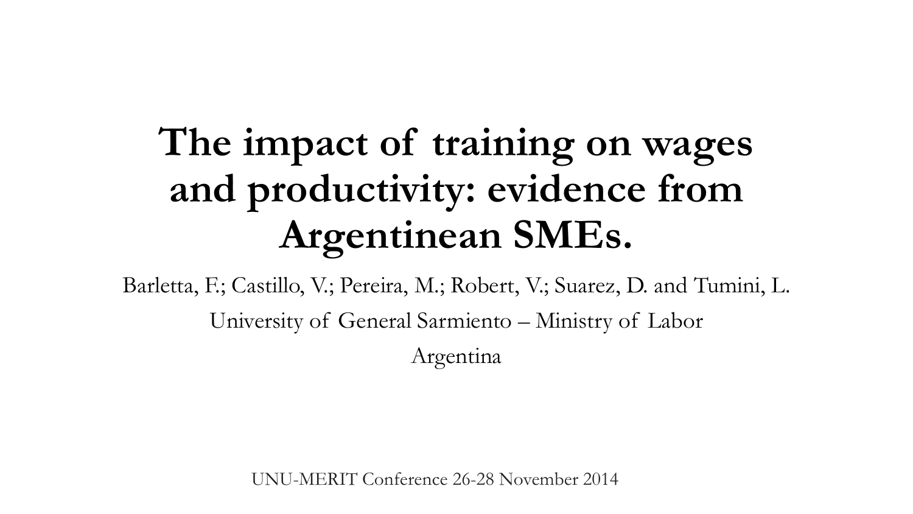# The impact of training on wages and productivity: evidence from Argentinean SMEs.

Barletta, F.; Castillo, V.; Pereira, M.; Robert, V.; Suarez, D. and Tumini, L.

University of General Sarmiento – Ministry of Labor

Argentina

UNU-MERIT Conference 26-28 November 2014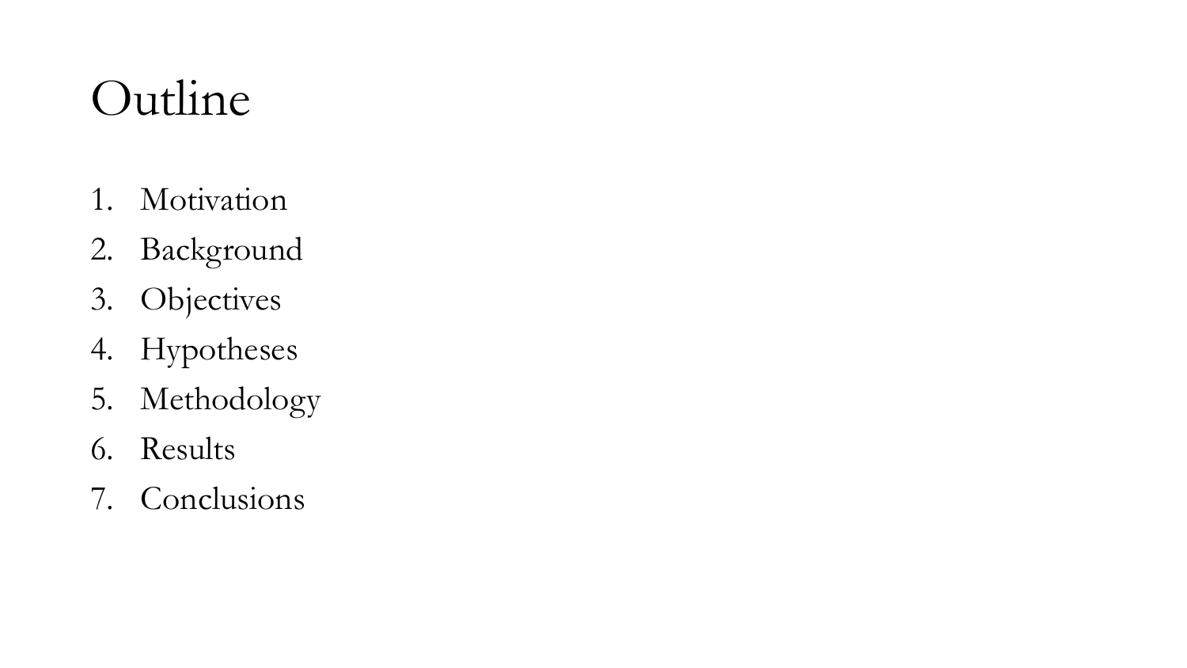# Outline

1. Motivation
2. Background
3. Objectives
4. Hypotheses
5. Methodology
6. Results
7. Conclusions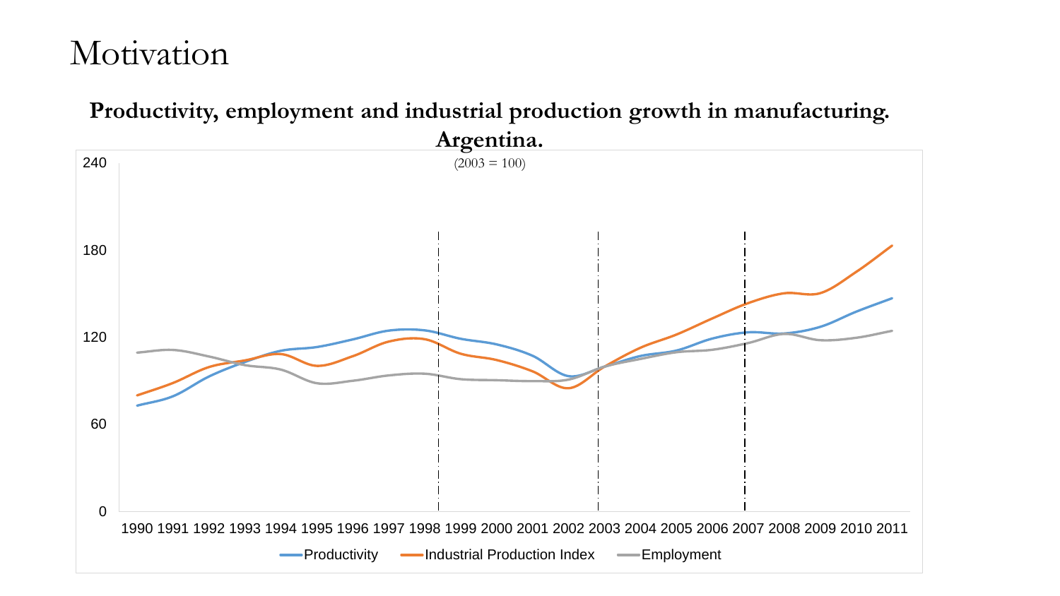# Motivation

**Productivity, employment and industrial production growth in manufacturing. Argentina.**

(2003 = 100)

240

180

120

60

0

1990 1991 1992 1993 1994 1995 1996 1997 1998 1999 2000 2001 2002 2003 2004 2005 2006 2007 2008 2009 2010 2011

Productivity — Industrial Production Index — Employment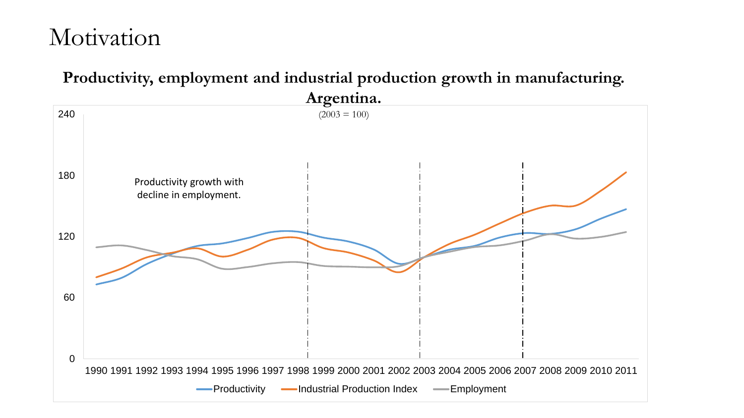# Motivation

**Productivity, employment and industrial production growth in manufacturing. Argentina.**

(2003 = 100)

Productivity growth with decline in employment.

240
180
120
60
0

1990 1991 1992 1993 1994 1995 1996 1997 1998 1999 2000 2001 2002 2003 2004 2005 2006 2007 2008 2009 2010 2011

Productivity — Industrial Production Index — Employment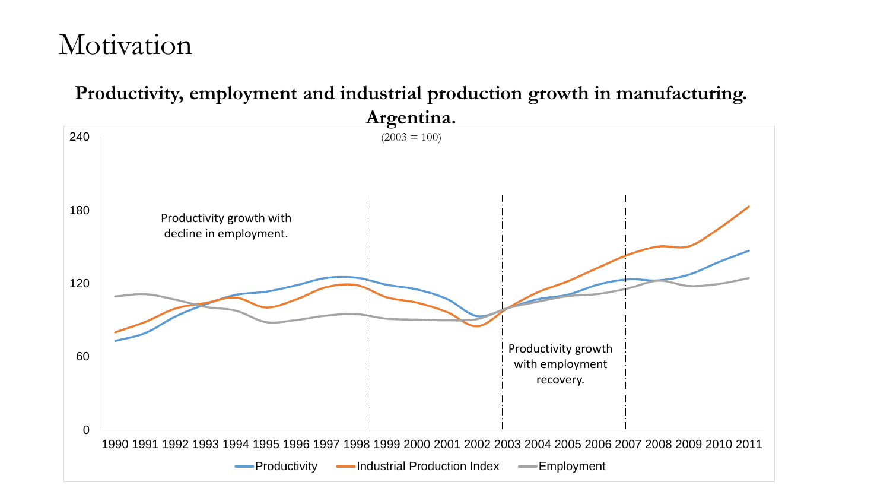# Motivation

**Productivity, employment and industrial production growth in manufacturing. Argentina.**

(2003 = 100)

Productivity growth with decline in employment.

Productivity growth with employment recovery.

Productivity — Industrial Production Index — Employment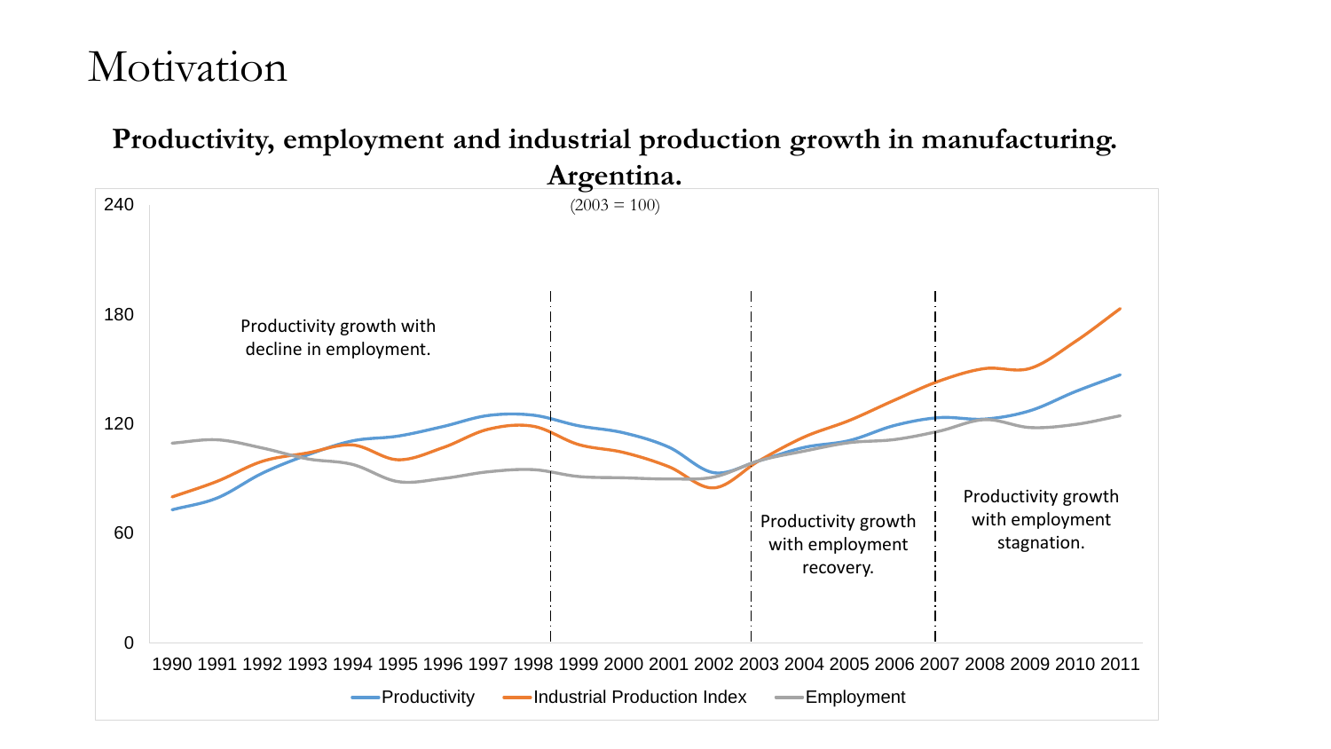# Motivation

**Productivity, employment and industrial production growth in manufacturing. Argentina.**

(2003 = 100)

Productivity growth with decline in employment.

Productivity growth with employment recovery.

Productivity growth with employment stagnation.

Legend: Productivity, Industrial Production Index, Employment

Y-axis: 0, 60, 120, 180, 240

X-axis: 1990 1991 1992 1993 1994 1995 1996 1997 1998 1999 2000 2001 2002 2003 2004 2005 2006 2007 2008 2009 2010 2011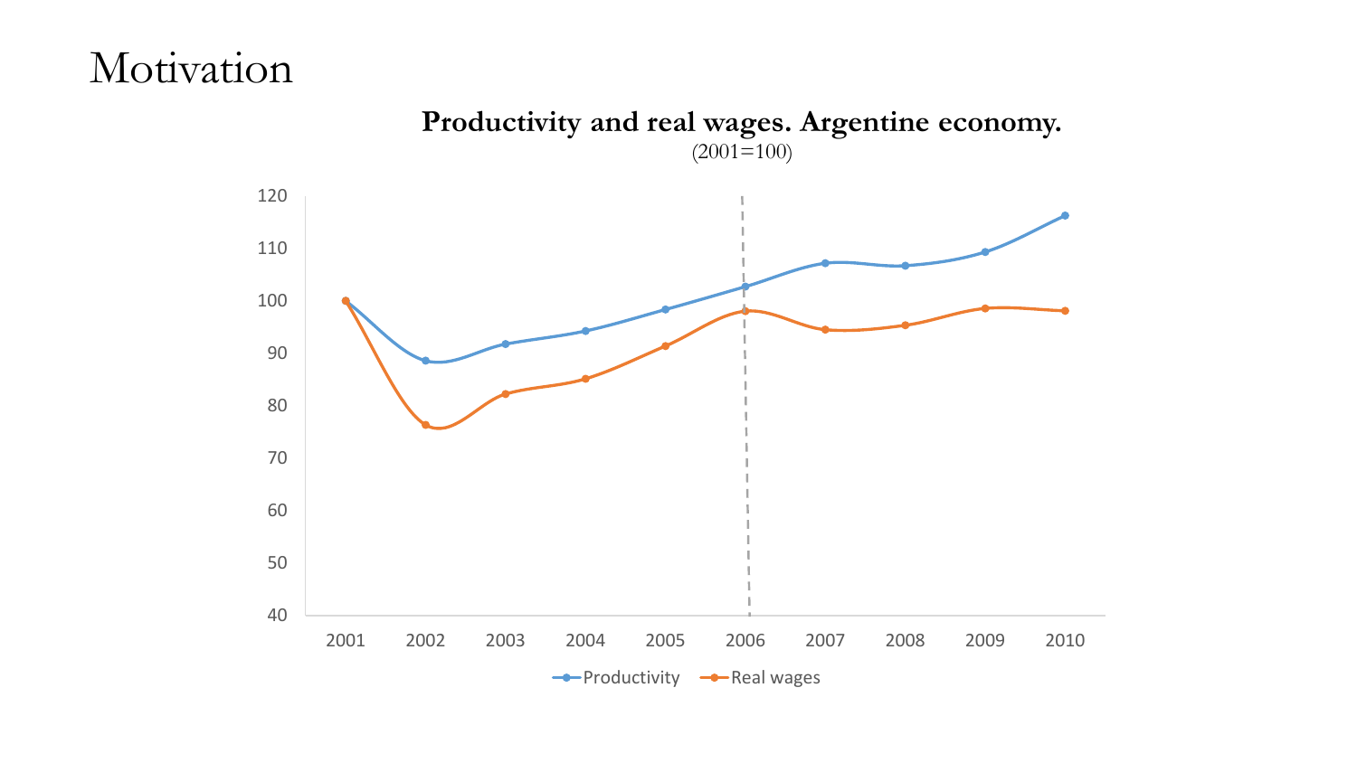# Motivation

**Productivity and real wages. Argentine economy.**
(2001=100)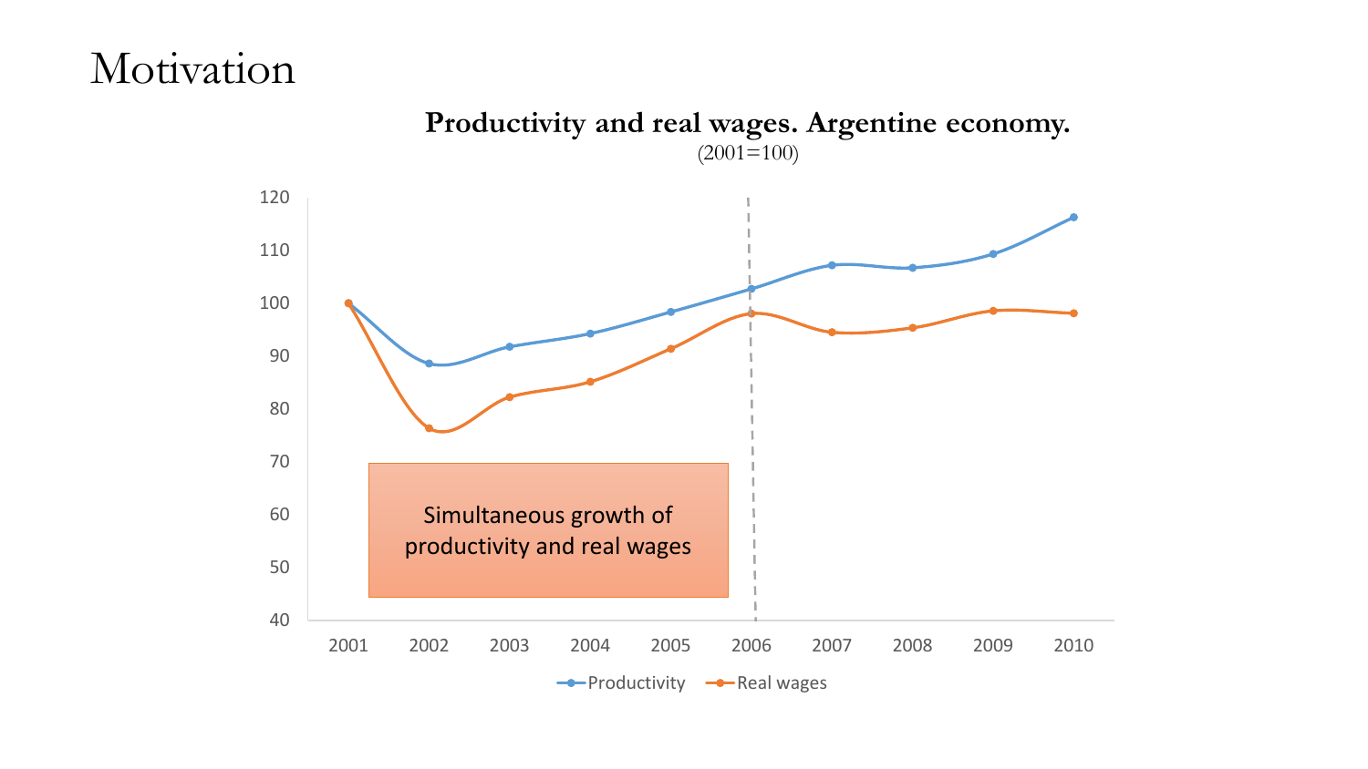# Motivation

**Productivity and real wages. Argentine economy.**
(2001=100)

Simultaneous growth of productivity and real wages

Productivity — Real wages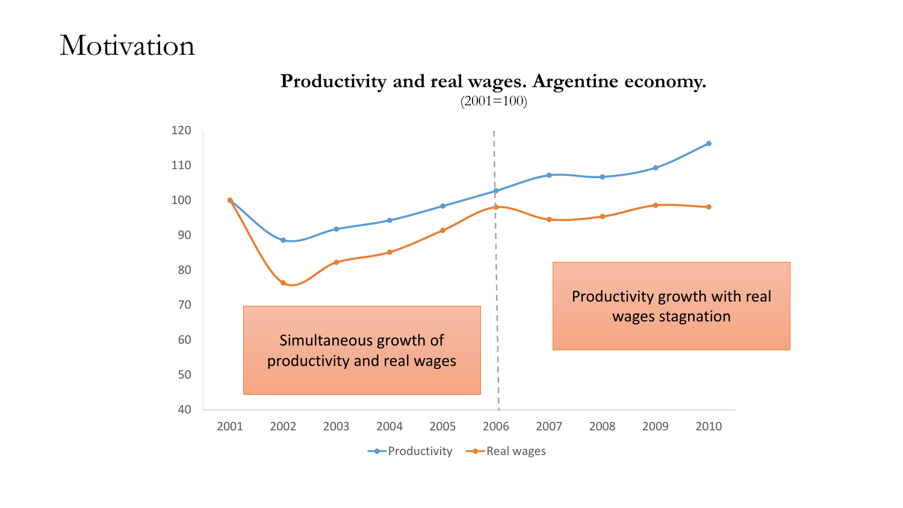# Motivation

**Productivity and real wages. Argentine economy.**
(2001=100)

Simultaneous growth of productivity and real wages

Productivity growth with real wages stagnation

Productivity — Real wages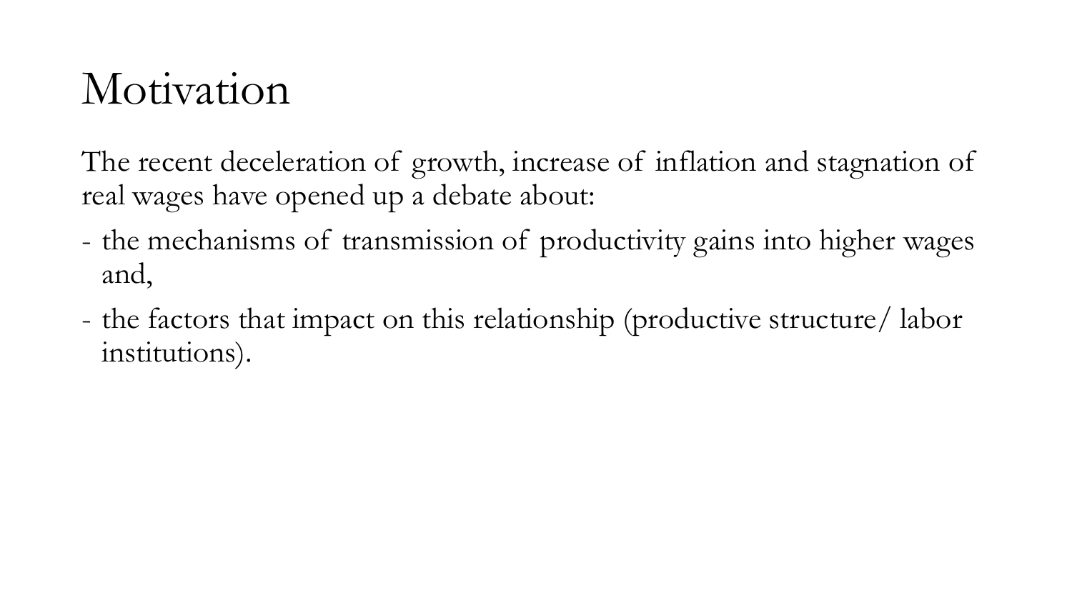# Motivation

The recent deceleration of growth, increase of inflation and stagnation of real wages have opened up a debate about:

- the mechanisms of transmission of productivity gains into higher wages and,
- the factors that impact on this relationship (productive structure/ labor institutions).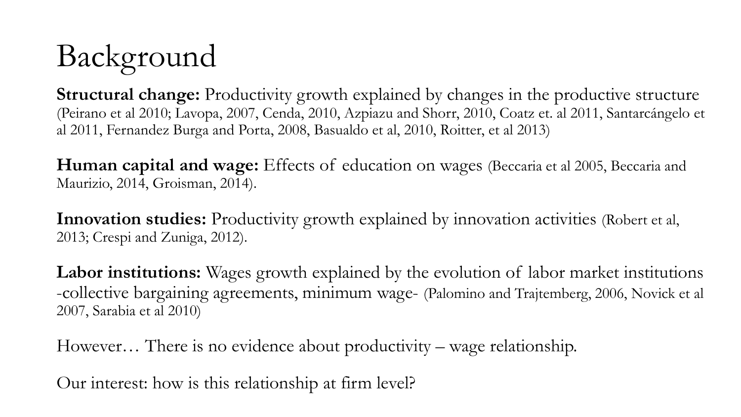# Background

**Structural change:** Productivity growth explained by changes in the productive structure (Peirano et al 2010; Lavopa, 2007, Cenda, 2010, Azpiazu and Shorr, 2010, Coatz et. al 2011, Santarcángelo et al 2011, Fernandez Burga and Porta, 2008, Basualdo et al, 2010, Roitter, et al 2013)

**Human capital and wage:** Effects of education on wages (Beccaria et al 2005, Beccaria and Maurizio, 2014, Groisman, 2014).

**Innovation studies:** Productivity growth explained by innovation activities (Robert et al, 2013; Crespi and Zuniga, 2012).

**Labor institutions:** Wages growth explained by the evolution of labor market institutions -collective bargaining agreements, minimum wage- (Palomino and Trajtemberg, 2006, Novick et al 2007, Sarabia et al 2010)

However… There is no evidence about productivity – wage relationship.

Our interest: how is this relationship at firm level?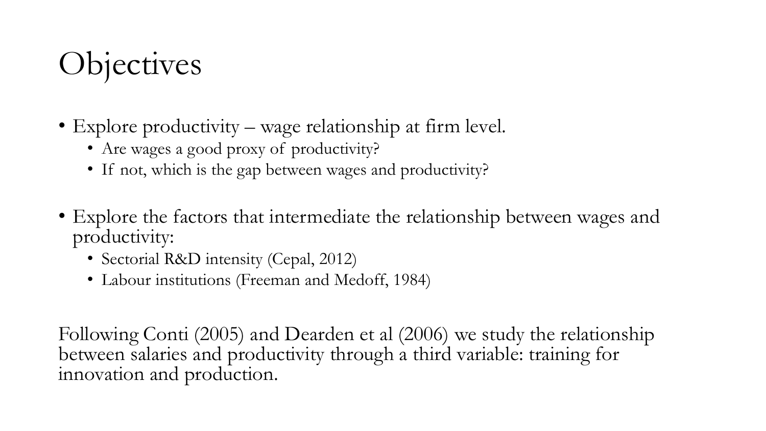# Objectives

- Explore productivity – wage relationship at firm level.
  - Are wages a good proxy of productivity?
  - If not, which is the gap between wages and productivity?

- Explore the factors that intermediate the relationship between wages and productivity:
  - Sectorial R&D intensity (Cepal, 2012)
  - Labour institutions (Freeman and Medoff, 1984)

Following Conti (2005) and Dearden et al (2006) we study the relationship between salaries and productivity through a third variable: training for innovation and production.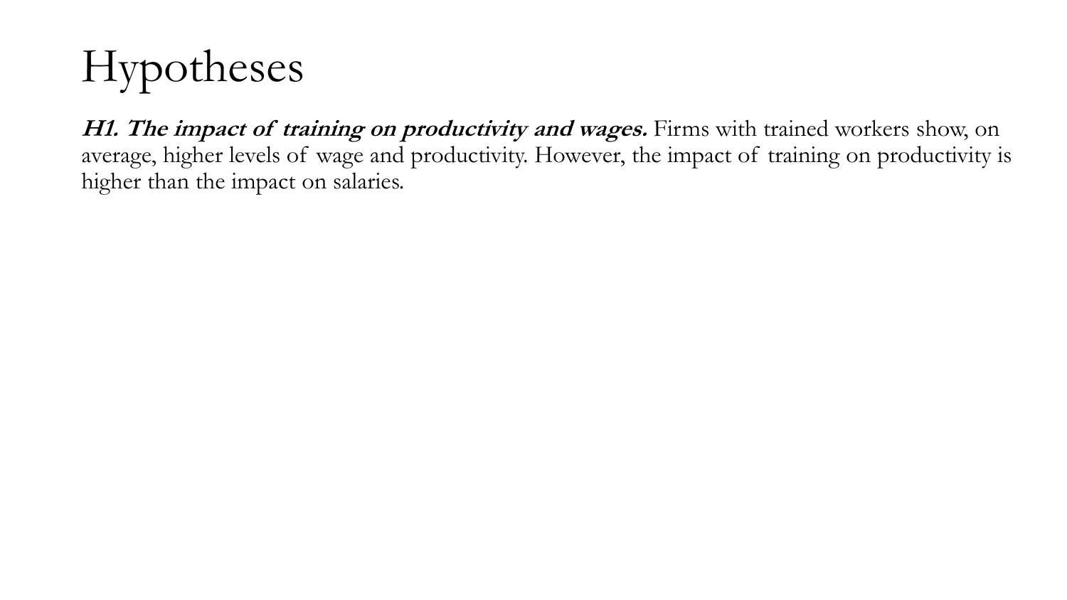# Hypotheses

***H1. The impact of training on productivity and wages.*** Firms with trained workers show, on average, higher levels of wage and productivity. However, the impact of training on productivity is higher than the impact on salaries.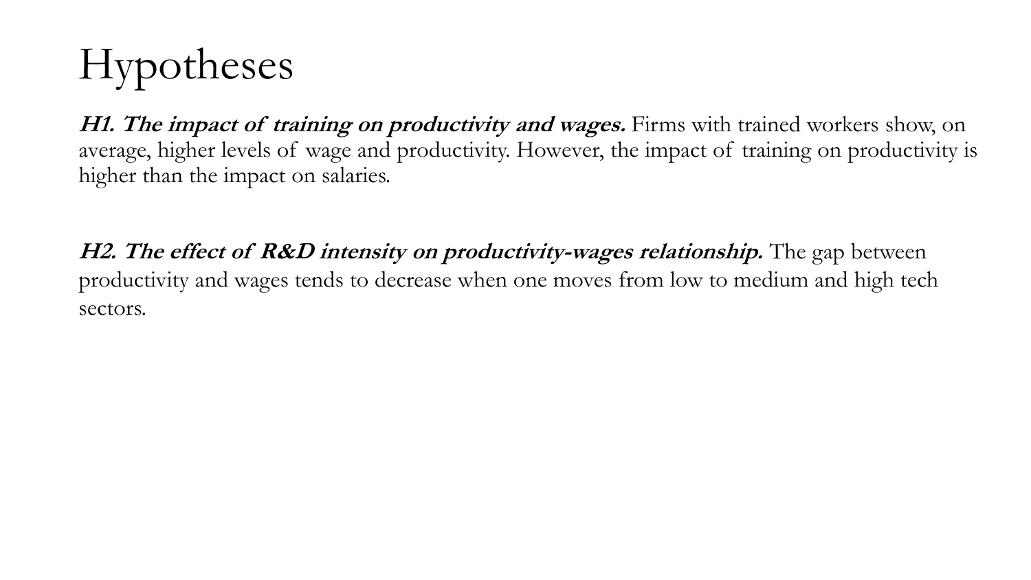# Hypotheses

***H1. The impact of training on productivity and wages.*** Firms with trained workers show, on average, higher levels of wage and productivity. However, the impact of training on productivity is higher than the impact on salaries.

***H2. The effect of R&D intensity on productivity-wages relationship.*** The gap between productivity and wages tends to decrease when one moves from low to medium and high tech sectors.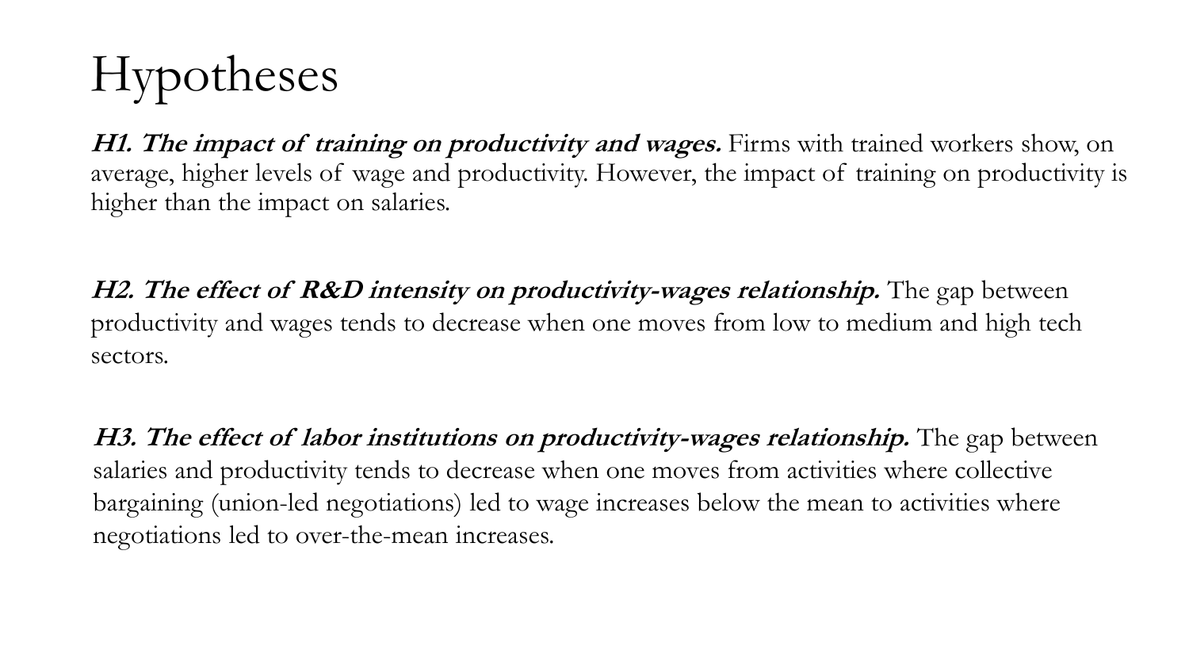# Hypotheses

***H1. The impact of training on productivity and wages.*** Firms with trained workers show, on average, higher levels of wage and productivity. However, the impact of training on productivity is higher than the impact on salaries.

***H2. The effect of R&D intensity on productivity-wages relationship.*** The gap between productivity and wages tends to decrease when one moves from low to medium and high tech sectors.

***H3. The effect of labor institutions on productivity-wages relationship.*** The gap between salaries and productivity tends to decrease when one moves from activities where collective bargaining (union-led negotiations) led to wage increases below the mean to activities where negotiations led to over-the-mean increases.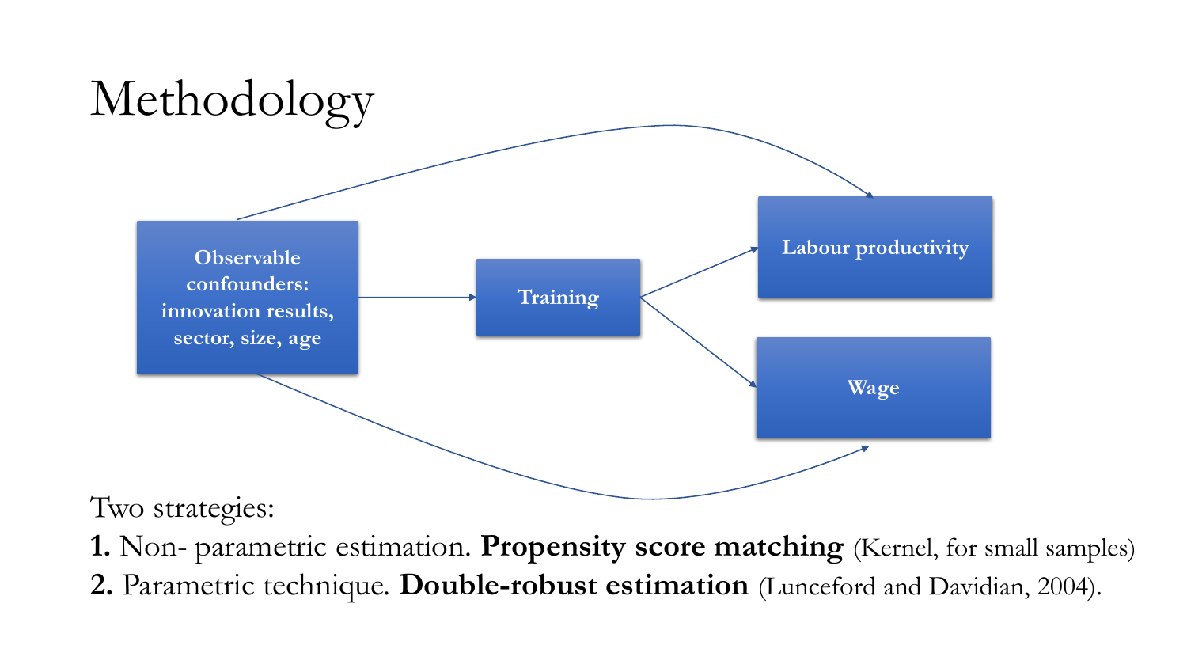# Methodology

Observable confounders: innovation results, sector, size, age

Training

Labour productivity

Wage

Two strategies:

**1.** Non- parametric estimation. **Propensity score matching** (Kernel, for small samples)

**2.** Parametric technique. **Double-robust estimation** (Lunceford and Davidian, 2004).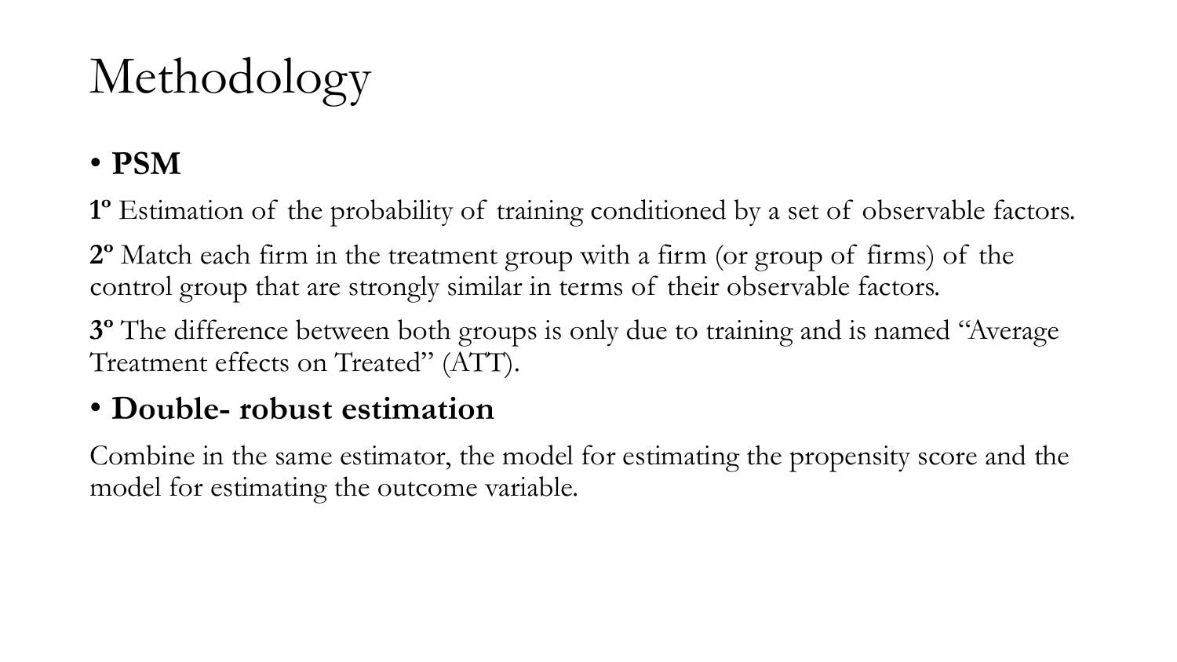# Methodology

- **PSM**

**1º** Estimation of the probability of training conditioned by a set of observable factors.

**2º** Match each firm in the treatment group with a firm (or group of firms) of the control group that are strongly similar in terms of their observable factors.

**3º** The difference between both groups is only due to training and is named "Average Treatment effects on Treated" (ATT).

- **Double- robust estimation**

Combine in the same estimator, the model for estimating the propensity score and the model for estimating the outcome variable.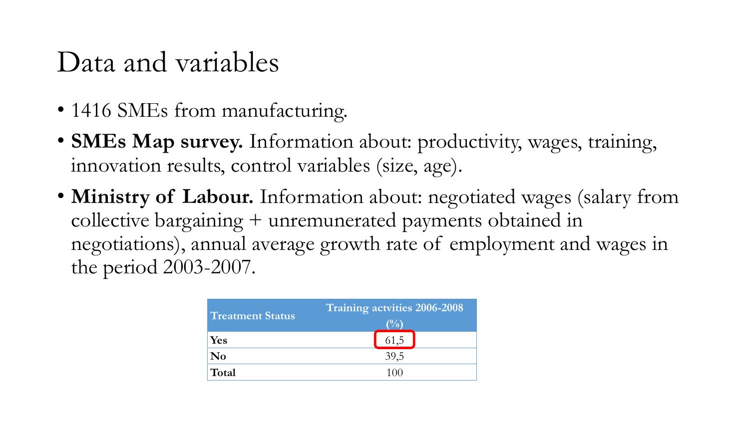# Data and variables

- 1416 SMEs from manufacturing.
- **SMEs Map survey.** Information about: productivity, wages, training, innovation results, control variables (size, age).
- **Ministry of Labour.** Information about: negotiated wages (salary from collective bargaining + unremunerated payments obtained in negotiations), annual average growth rate of employment and wages in the period 2003-2007.

| Treatment Status | Training actvities 2006-2008 (%) |
|---|---|
| **Yes** | 61,5 |
| **No** | 39,5 |
| **Total** | 100 |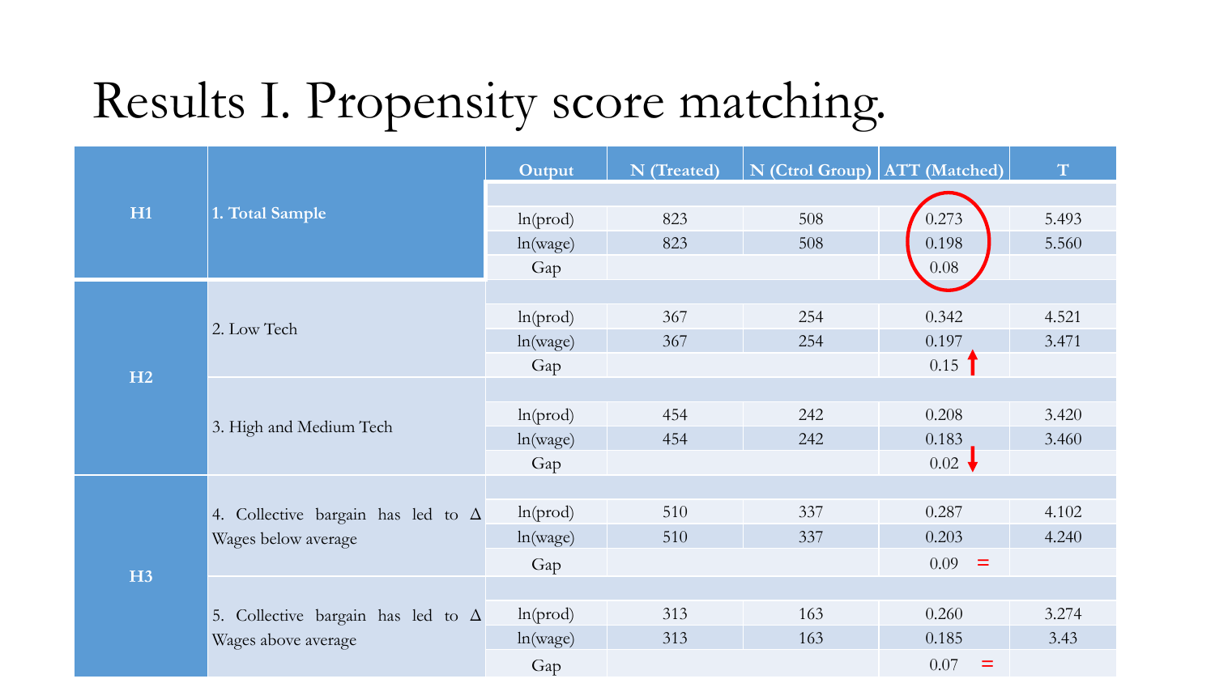# Results I. Propensity score matching.

| | | Output | N (Treated) | N (Ctrol Group) | ATT (Matched) | T |
|---|---|---|---|---|---|---|
| H1 | 1. Total Sample | ln(prod) | 823 | 508 | 0.273 | 5.493 |
| | | ln(wage) | 823 | 508 | 0.198 | 5.560 |
| | | Gap | | | 0.08 | |
| H2 | 2. Low Tech | ln(prod) | 367 | 254 | 0.342 | 4.521 |
| | | ln(wage) | 367 | 254 | 0.197 | 3.471 |
| | | Gap | | | 0.15 ↑ | |
| | 3. High and Medium Tech | ln(prod) | 454 | 242 | 0.208 | 3.420 |
| | | ln(wage) | 454 | 242 | 0.183 | 3.460 |
| | | Gap | | | 0.02 ↓ | |
| H3 | 4. Collective bargain has led to Δ Wages below average | ln(prod) | 510 | 337 | 0.287 | 4.102 |
| | | ln(wage) | 510 | 337 | 0.203 | 4.240 |
| | | Gap | | | 0.09 = | |
| | 5. Collective bargain has led to Δ Wages above average | ln(prod) | 313 | 163 | 0.260 | 3.274 |
| | | ln(wage) | 313 | 163 | 0.185 | 3.43 |
| | | Gap | | | 0.07 = | |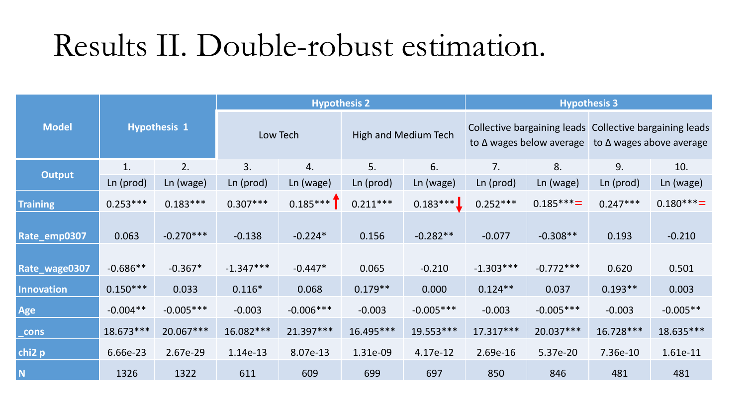# Results II. Double-robust estimation.

| Model | Hypothesis 1 | | Hypothesis 2 | | | | Hypothesis 3 | | | |
|---|---|---|---|---|---|---|---|---|---|---|
| | | | Low Tech | | High and Medium Tech | | Collective bargaining leads to Δ wages below average | | Collective bargaining leads to Δ wages above average | |
| Output | 1. | 2. | 3. | 4. | 5. | 6. | 7. | 8. | 9. | 10. |
| | Ln (prod) | Ln (wage) | Ln (prod) | Ln (wage) | Ln (prod) | Ln (wage) | Ln (prod) | Ln (wage) | Ln (prod) | Ln (wage) |
| Training | 0.253*** | 0.183*** | 0.307*** | 0.185*** ↑ | 0.211*** | 0.183*** ↓ | 0.252*** | 0.185*** = | 0.247*** | 0.180*** = |
| Rate_emp0307 | 0.063 | -0.270*** | -0.138 | -0.224* | 0.156 | -0.282** | -0.077 | -0.308** | 0.193 | -0.210 |
| Rate_wage0307 | -0.686** | -0.367* | -1.347*** | -0.447* | 0.065 | -0.210 | -1.303*** | -0.772*** | 0.620 | 0.501 |
| Innovation | 0.150*** | 0.033 | 0.116* | 0.068 | 0.179** | 0.000 | 0.124** | 0.037 | 0.193** | 0.003 |
| Age | -0.004** | -0.005*** | -0.003 | -0.006*** | -0.003 | -0.005*** | -0.003 | -0.005*** | -0.003 | -0.005** |
| _cons | 18.673*** | 20.067*** | 16.082*** | 21.397*** | 16.495*** | 19.553*** | 17.317*** | 20.037*** | 16.728*** | 18.635*** |
| chi2 p | 6.66e-23 | 2.67e-29 | 1.14e-13 | 8.07e-13 | 1.31e-09 | 4.17e-12 | 2.69e-16 | 5.37e-20 | 7.36e-10 | 1.61e-11 |
| N | 1326 | 1322 | 611 | 609 | 699 | 697 | 850 | 846 | 481 | 481 |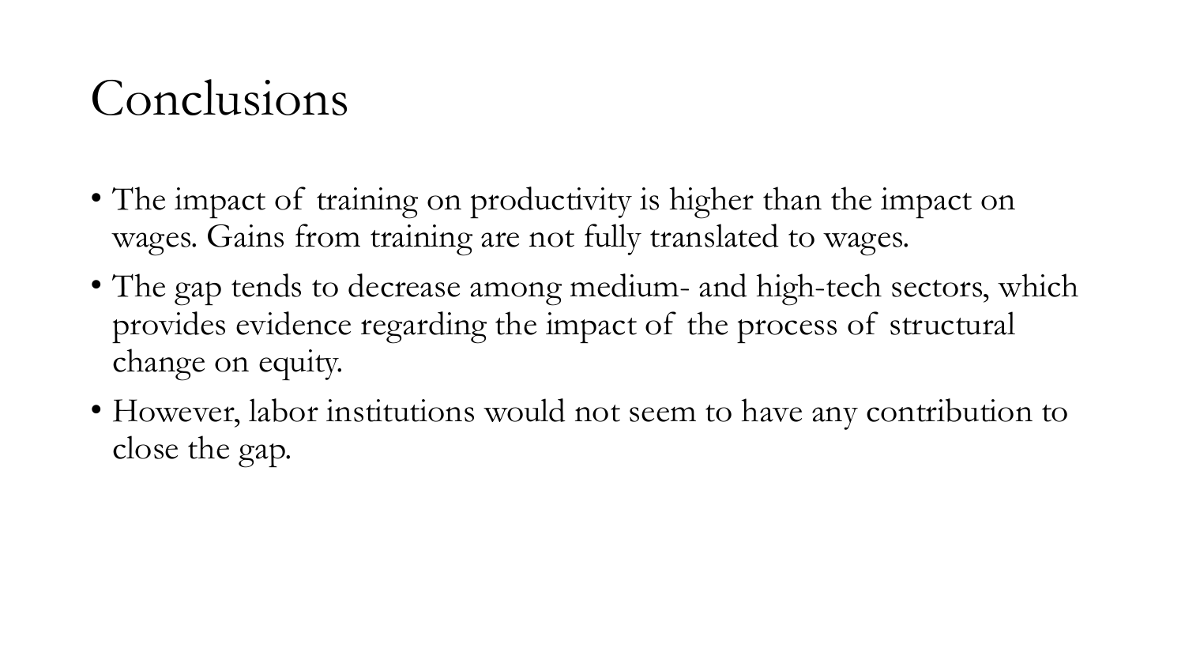# Conclusions

- The impact of training on productivity is higher than the impact on wages. Gains from training are not fully translated to wages.
- The gap tends to decrease among medium- and high-tech sectors, which provides evidence regarding the impact of the process of structural change on equity.
- However, labor institutions would not seem to have any contribution to close the gap.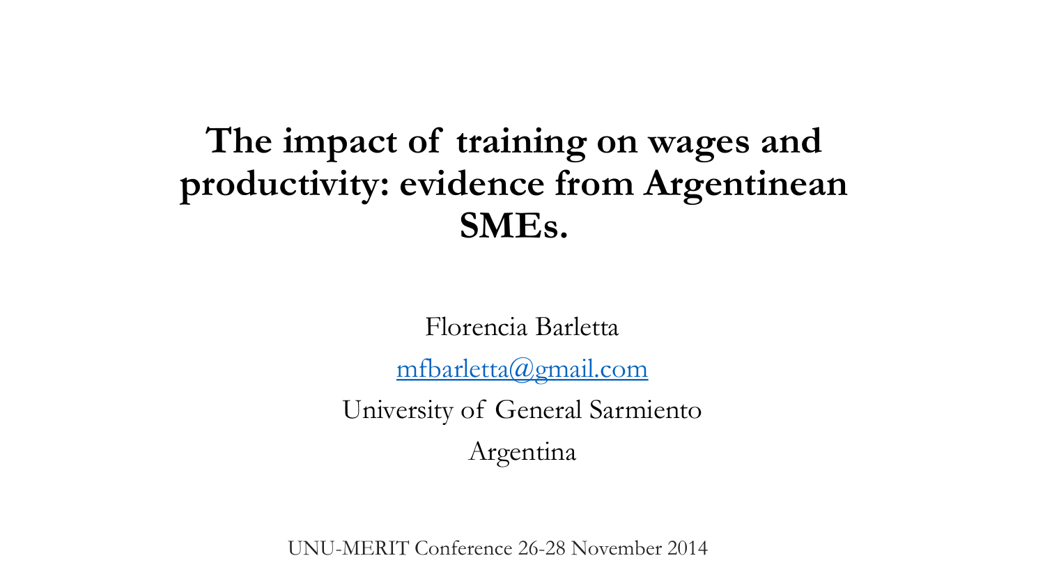# The impact of training on wages and productivity: evidence from Argentinean SMEs.

Florencia Barletta

mfbarletta@gmail.com

University of General Sarmiento

Argentina

UNU-MERIT Conference 26-28 November 2014